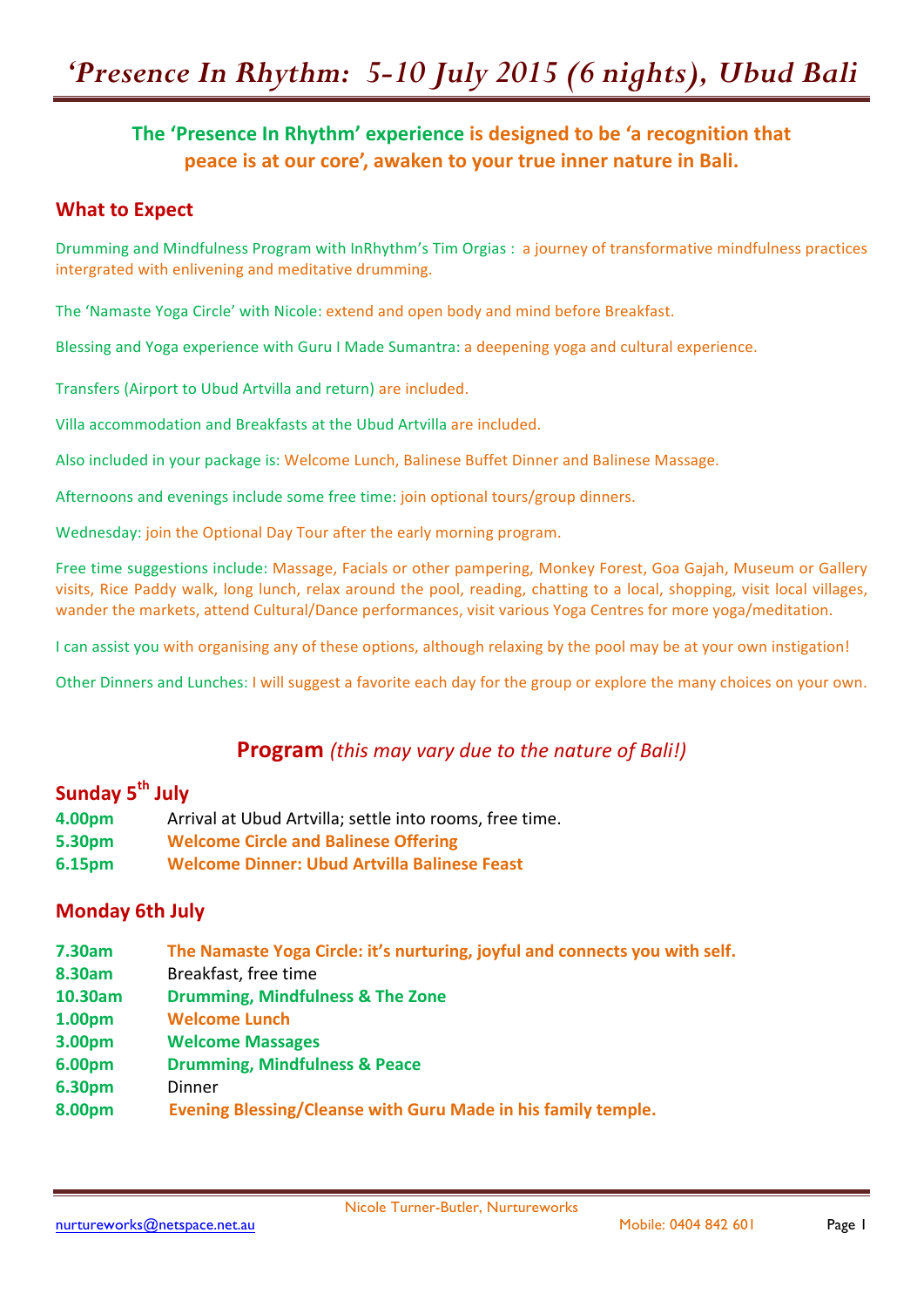# ‘Presence In Rhythm: 5-10 July 2015 (6 nights), Ubud Bali

**The ‘Presence In Rhythm’ experience is designed to be ‘a recognition that peace is at our core’, awaken to your true inner nature in Bali.**

## What to Expect

Drumming and Mindfulness Program with InRhythm’s Tim Orgias : a journey of transformative mindfulness practices intergrated with enlivening and meditative drumming.

The ‘Namaste Yoga Circle’ with Nicole: extend and open body and mind before Breakfast.

Blessing and Yoga experience with Guru I Made Sumantra: a deepening yoga and cultural experience.

Transfers (Airport to Ubud Artvilla and return) are included.

Villa accommodation and Breakfasts at the Ubud Artvilla are included.

Also included in your package is: Welcome Lunch, Balinese Buffet Dinner and Balinese Massage.

Afternoons and evenings include some free time: join optional tours/group dinners.

Wednesday: join the Optional Day Tour after the early morning program.

Free time suggestions include: Massage, Facials or other pampering, Monkey Forest, Goa Gajah, Museum or Gallery visits, Rice Paddy walk, long lunch, relax around the pool, reading, chatting to a local, shopping, visit local villages, wander the markets, attend Cultural/Dance performances, visit various Yoga Centres for more yoga/meditation.

I can assist you with organising any of these options, although relaxing by the pool may be at your own instigation!

Other Dinners and Lunches: I will suggest a favorite each day for the group or explore the many choices on your own.

## Program *(this may vary due to the nature of Bali!)*

### Sunday 5th July

| | |
|---|---|
| **4.00pm** | Arrival at Ubud Artvilla; settle into rooms, free time. |
| **5.30pm** | **Welcome Circle and Balinese Offering** |
| **6.15pm** | **Welcome Dinner: Ubud Artvilla Balinese Feast** |

### Monday 6th July

| | |
|---|---|
| **7.30am** | **The Namaste Yoga Circle: it’s nurturing, joyful and connects you with self.** |
| **8.30am** | Breakfast, free time |
| **10.30am** | **Drumming, Mindfulness & The Zone** |
| **1.00pm** | **Welcome Lunch** |
| **3.00pm** | **Welcome Massages** |
| **6.00pm** | **Drumming, Mindfulness & Peace** |
| **6.30pm** | Dinner |
| **8.00pm** | **Evening Blessing/Cleanse with Guru Made in his family temple.** |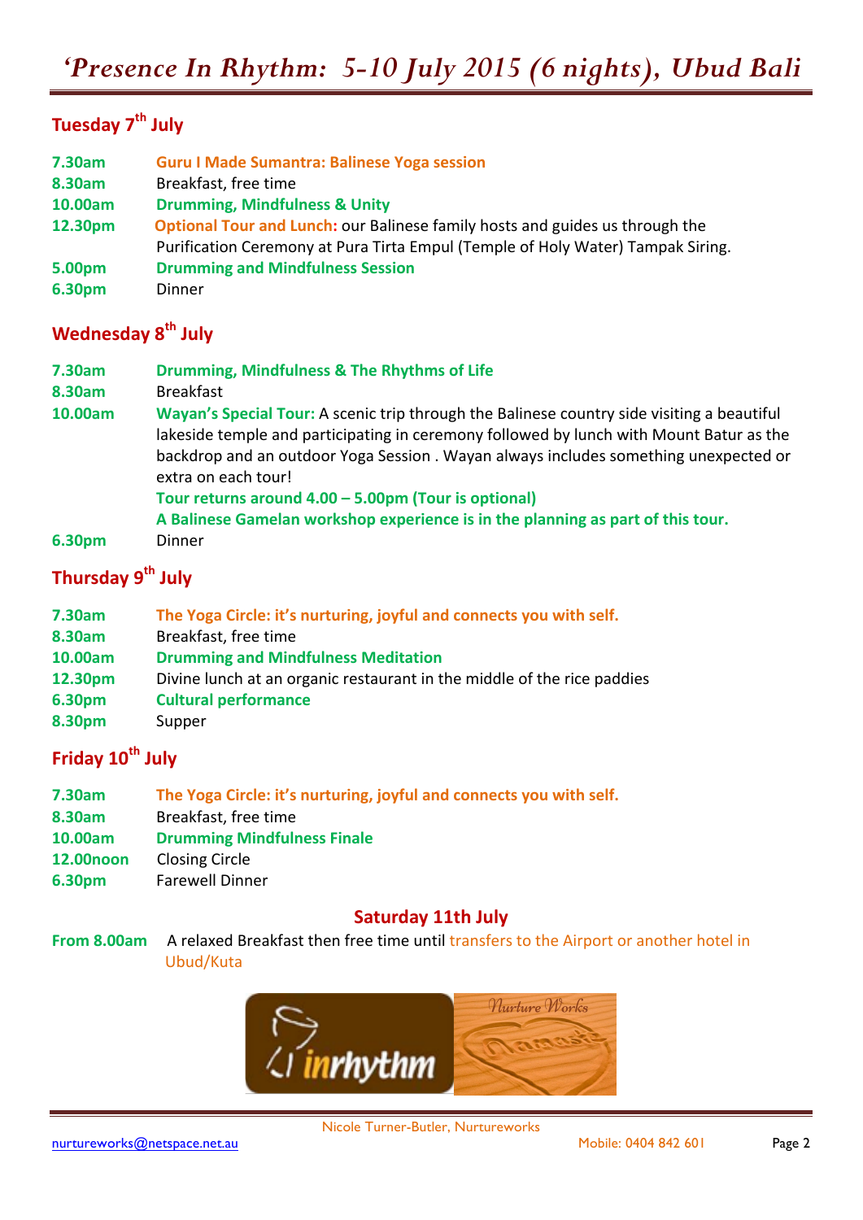# ‘Presence In Rhythm: 5-10 July 2015 (6 nights), Ubud Bali

## Tuesday 7th July

**7.30am** **Guru I Made Sumantra: Balinese Yoga session**
**8.30am** Breakfast, free time
**10.00am** **Drumming, Mindfulness & Unity**
**12.30pm** **Optional Tour and Lunch:** our Balinese family hosts and guides us through the Purification Ceremony at Pura Tirta Empul (Temple of Holy Water) Tampak Siring.
**5.00pm** **Drumming and Mindfulness Session**
**6.30pm** Dinner

## Wednesday 8th July

**7.30am** **Drumming, Mindfulness & The Rhythms of Life**
**8.30am** Breakfast
**10.00am** **Wayan’s Special Tour:** A scenic trip through the Balinese country side visiting a beautiful lakeside temple and participating in ceremony followed by lunch with Mount Batur as the backdrop and an outdoor Yoga Session . Wayan always includes something unexpected or extra on each tour!
**Tour returns around 4.00 – 5.00pm (Tour is optional)**
**A Balinese Gamelan workshop experience is in the planning as part of this tour.**
**6.30pm** Dinner

## Thursday 9th July

**7.30am** **The Yoga Circle: it’s nurturing, joyful and connects you with self.**
**8.30am** Breakfast, free time
**10.00am** **Drumming and Mindfulness Meditation**
**12.30pm** Divine lunch at an organic restaurant in the middle of the rice paddies
**6.30pm** **Cultural performance**
**8.30pm** Supper

## Friday 10th July

**7.30am** **The Yoga Circle: it’s nurturing, joyful and connects you with self.**
**8.30am** Breakfast, free time
**10.00am** **Drumming Mindfulness Finale**
**12.00noon** Closing Circle
**6.30pm** Farewell Dinner

## Saturday 11th July

**From 8.00am** A relaxed Breakfast then free time until transfers to the Airport or another hotel in Ubud/Kuta

inrhythm

Nurture Works

Nicole Turner-Butler, Nurtureworks
nurtureworks@netspace.net.au Mobile: 0404 842 601